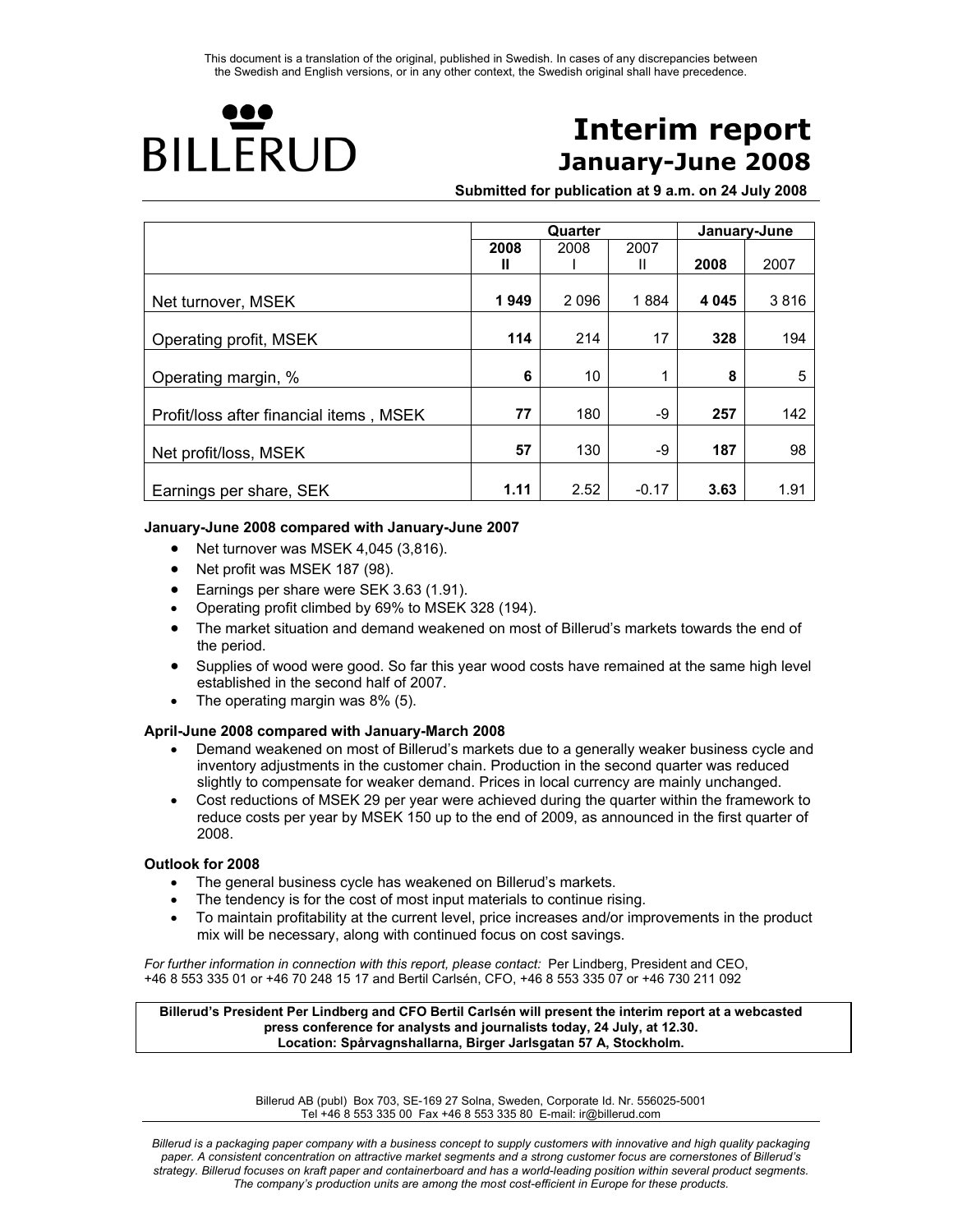This document is a translation of the original, published in Swedish. In cases of any discrepancies between the Swedish and English versions, or in any other context, the Swedish original shall have precedence.

BILLERUD

# Interim report
## January-June 2008

**Submitted for publication at 9 a.m. on 24 July 2008**

| | Quarter | | | January-June | |
|---|---|---|---|---|---|
| | **2008 II** | 2008 I | 2007 II | **2008** | 2007 |
| Net turnover, MSEK | **1 949** | 2 096 | 1 884 | **4 045** | 3 816 |
| Operating profit, MSEK | **114** | 214 | 17 | **328** | 194 |
| Operating margin, % | **6** | 10 | 1 | **8** | 5 |
| Profit/loss after financial items , MSEK | **77** | 180 | -9 | **257** | 142 |
| Net profit/loss, MSEK | **57** | 130 | -9 | **187** | 98 |
| Earnings per share, SEK | **1.11** | 2.52 | -0.17 | **3.63** | 1.91 |

**January-June 2008 compared with January-June 2007**

- Net turnover was MSEK 4,045 (3,816).
- Net profit was MSEK 187 (98).
- Earnings per share were SEK 3.63 (1.91).
- Operating profit climbed by 69% to MSEK 328 (194).
- The market situation and demand weakened on most of Billerud's markets towards the end of the period.
- Supplies of wood were good. So far this year wood costs have remained at the same high level established in the second half of 2007.
- The operating margin was 8% (5).

**April-June 2008 compared with January-March 2008**

- Demand weakened on most of Billerud's markets due to a generally weaker business cycle and inventory adjustments in the customer chain. Production in the second quarter was reduced slightly to compensate for weaker demand. Prices in local currency are mainly unchanged.
- Cost reductions of MSEK 29 per year were achieved during the quarter within the framework to reduce costs per year by MSEK 150 up to the end of 2009, as announced in the first quarter of 2008.

**Outlook for 2008**

- The general business cycle has weakened on Billerud's markets.
- The tendency is for the cost of most input materials to continue rising.
- To maintain profitability at the current level, price increases and/or improvements in the product mix will be necessary, along with continued focus on cost savings.

*For further information in connection with this report, please contact:* Per Lindberg, President and CEO, +46 8 553 335 01 or +46 70 248 15 17 and Bertil Carlsén, CFO, +46 8 553 335 07 or +46 730 211 092

**Billerud's President Per Lindberg and CFO Bertil Carlsén will present the interim report at a webcasted press conference for analysts and journalists today, 24 July, at 12.30. Location: Spårvagnshallarna, Birger Jarlsgatan 57 A, Stockholm.**

Billerud AB (publ) Box 703, SE-169 27 Solna, Sweden, Corporate Id. Nr. 556025-5001
Tel +46 8 553 335 00 Fax +46 8 553 335 80 E-mail: ir@billerud.com

*Billerud is a packaging paper company with a business concept to supply customers with innovative and high quality packaging paper. A consistent concentration on attractive market segments and a strong customer focus are cornerstones of Billerud's strategy. Billerud focuses on kraft paper and containerboard and has a world-leading position within several product segments. The company's production units are among the most cost-efficient in Europe for these products.*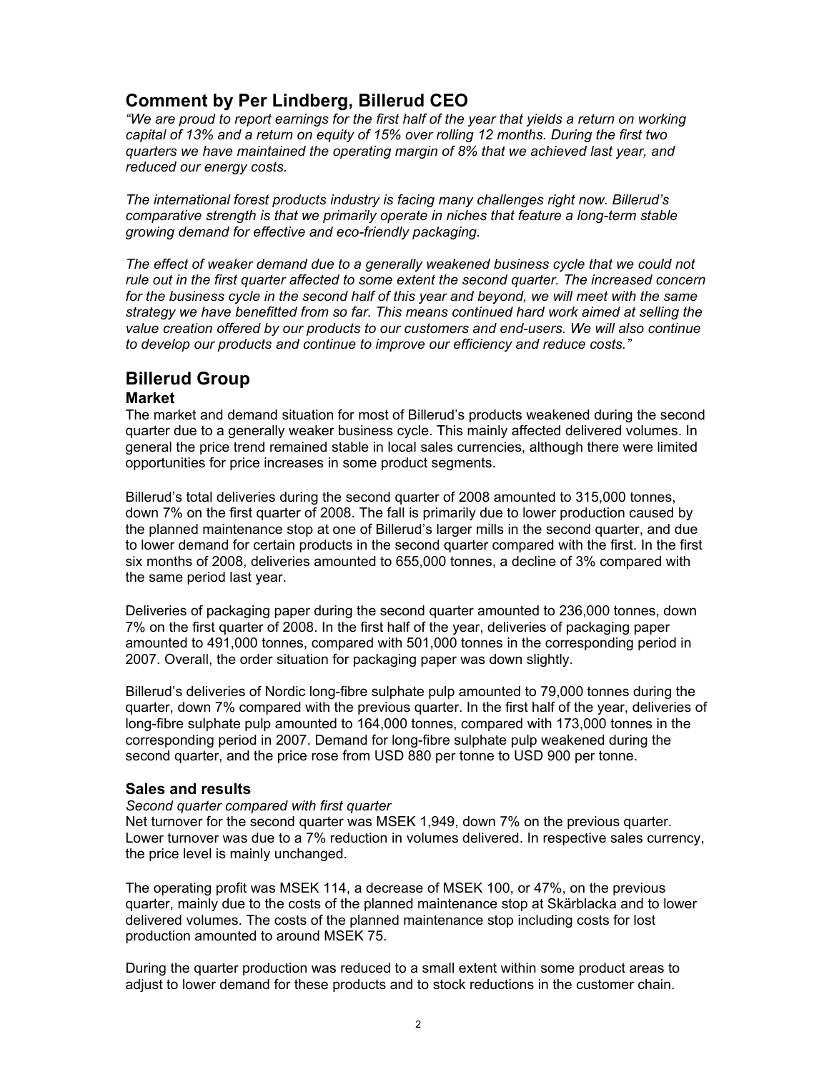## Comment by Per Lindberg, Billerud CEO

*"We are proud to report earnings for the first half of the year that yields a return on working capital of 13% and a return on equity of 15% over rolling 12 months. During the first two quarters we have maintained the operating margin of 8% that we achieved last year, and reduced our energy costs.*

*The international forest products industry is facing many challenges right now. Billerud's comparative strength is that we primarily operate in niches that feature a long-term stable growing demand for effective and eco-friendly packaging.*

*The effect of weaker demand due to a generally weakened business cycle that we could not rule out in the first quarter affected to some extent the second quarter. The increased concern for the business cycle in the second half of this year and beyond, we will meet with the same strategy we have benefitted from so far. This means continued hard work aimed at selling the value creation offered by our products to our customers and end-users. We will also continue to develop our products and continue to improve our efficiency and reduce costs."*

## Billerud Group

### Market

The market and demand situation for most of Billerud's products weakened during the second quarter due to a generally weaker business cycle. This mainly affected delivered volumes. In general the price trend remained stable in local sales currencies, although there were limited opportunities for price increases in some product segments.

Billerud's total deliveries during the second quarter of 2008 amounted to 315,000 tonnes, down 7% on the first quarter of 2008. The fall is primarily due to lower production caused by the planned maintenance stop at one of Billerud's larger mills in the second quarter, and due to lower demand for certain products in the second quarter compared with the first. In the first six months of 2008, deliveries amounted to 655,000 tonnes, a decline of 3% compared with the same period last year.

Deliveries of packaging paper during the second quarter amounted to 236,000 tonnes, down 7% on the first quarter of 2008. In the first half of the year, deliveries of packaging paper amounted to 491,000 tonnes, compared with 501,000 tonnes in the corresponding period in 2007. Overall, the order situation for packaging paper was down slightly.

Billerud's deliveries of Nordic long-fibre sulphate pulp amounted to 79,000 tonnes during the quarter, down 7% compared with the previous quarter. In the first half of the year, deliveries of long-fibre sulphate pulp amounted to 164,000 tonnes, compared with 173,000 tonnes in the corresponding period in 2007. Demand for long-fibre sulphate pulp weakened during the second quarter, and the price rose from USD 880 per tonne to USD 900 per tonne.

### Sales and results

*Second quarter compared with first quarter*

Net turnover for the second quarter was MSEK 1,949, down 7% on the previous quarter. Lower turnover was due to a 7% reduction in volumes delivered. In respective sales currency, the price level is mainly unchanged.

The operating profit was MSEK 114, a decrease of MSEK 100, or 47%, on the previous quarter, mainly due to the costs of the planned maintenance stop at Skärblacka and to lower delivered volumes. The costs of the planned maintenance stop including costs for lost production amounted to around MSEK 75.

During the quarter production was reduced to a small extent within some product areas to adjust to lower demand for these products and to stock reductions in the customer chain.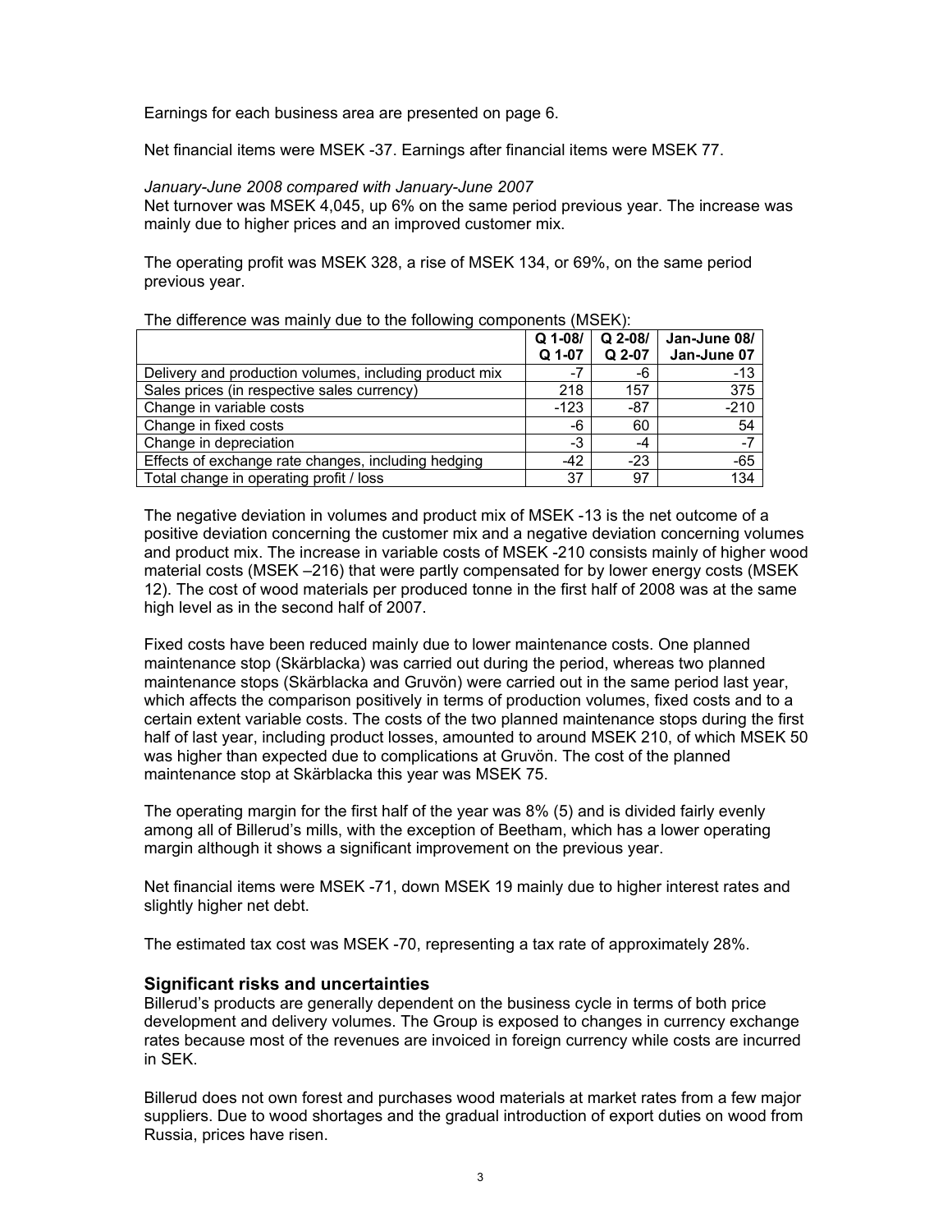Earnings for each business area are presented on page 6.

Net financial items were MSEK -37. Earnings after financial items were MSEK 77.

*January-June 2008 compared with January-June 2007*

Net turnover was MSEK 4,045, up 6% on the same period previous year. The increase was mainly due to higher prices and an improved customer mix.

The operating profit was MSEK 328, a rise of MSEK 134, or 69%, on the same period previous year.

The difference was mainly due to the following components (MSEK):

| | Q 1-08/ Q 1-07 | Q 2-08/ Q 2-07 | Jan-June 08/ Jan-June 07 |
|---|---|---|---|
| Delivery and production volumes, including product mix | -7 | -6 | -13 |
| Sales prices (in respective sales currency) | 218 | 157 | 375 |
| Change in variable costs | -123 | -87 | -210 |
| Change in fixed costs | -6 | 60 | 54 |
| Change in depreciation | -3 | -4 | -7 |
| Effects of exchange rate changes, including hedging | -42 | -23 | -65 |
| Total change in operating profit / loss | 37 | 97 | 134 |

The negative deviation in volumes and product mix of MSEK -13 is the net outcome of a positive deviation concerning the customer mix and a negative deviation concerning volumes and product mix. The increase in variable costs of MSEK -210 consists mainly of higher wood material costs (MSEK –216) that were partly compensated for by lower energy costs (MSEK 12). The cost of wood materials per produced tonne in the first half of 2008 was at the same high level as in the second half of 2007.

Fixed costs have been reduced mainly due to lower maintenance costs. One planned maintenance stop (Skärblacka) was carried out during the period, whereas two planned maintenance stops (Skärblacka and Gruvön) were carried out in the same period last year, which affects the comparison positively in terms of production volumes, fixed costs and to a certain extent variable costs. The costs of the two planned maintenance stops during the first half of last year, including product losses, amounted to around MSEK 210, of which MSEK 50 was higher than expected due to complications at Gruvön. The cost of the planned maintenance stop at Skärblacka this year was MSEK 75.

The operating margin for the first half of the year was 8% (5) and is divided fairly evenly among all of Billerud's mills, with the exception of Beetham, which has a lower operating margin although it shows a significant improvement on the previous year.

Net financial items were MSEK -71, down MSEK 19 mainly due to higher interest rates and slightly higher net debt.

The estimated tax cost was MSEK -70, representing a tax rate of approximately 28%.

## Significant risks and uncertainties

Billerud's products are generally dependent on the business cycle in terms of both price development and delivery volumes. The Group is exposed to changes in currency exchange rates because most of the revenues are invoiced in foreign currency while costs are incurred in SEK.

Billerud does not own forest and purchases wood materials at market rates from a few major suppliers. Due to wood shortages and the gradual introduction of export duties on wood from Russia, prices have risen.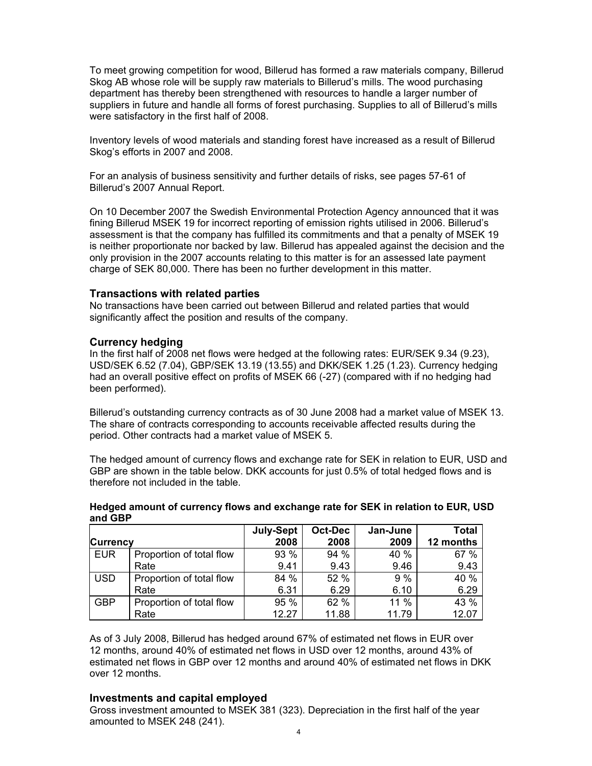To meet growing competition for wood, Billerud has formed a raw materials company, Billerud Skog AB whose role will be supply raw materials to Billerud's mills. The wood purchasing department has thereby been strengthened with resources to handle a larger number of suppliers in future and handle all forms of forest purchasing. Supplies to all of Billerud's mills were satisfactory in the first half of 2008.

Inventory levels of wood materials and standing forest have increased as a result of Billerud Skog's efforts in 2007 and 2008.

For an analysis of business sensitivity and further details of risks, see pages 57-61 of Billerud's 2007 Annual Report.

On 10 December 2007 the Swedish Environmental Protection Agency announced that it was fining Billerud MSEK 19 for incorrect reporting of emission rights utilised in 2006. Billerud's assessment is that the company has fulfilled its commitments and that a penalty of MSEK 19 is neither proportionate nor backed by law. Billerud has appealed against the decision and the only provision in the 2007 accounts relating to this matter is for an assessed late payment charge of SEK 80,000. There has been no further development in this matter.

## Transactions with related parties

No transactions have been carried out between Billerud and related parties that would significantly affect the position and results of the company.

## Currency hedging

In the first half of 2008 net flows were hedged at the following rates: EUR/SEK 9.34 (9.23), USD/SEK 6.52 (7.04), GBP/SEK 13.19 (13.55) and DKK/SEK 1.25 (1.23). Currency hedging had an overall positive effect on profits of MSEK 66 (-27) (compared with if no hedging had been performed).

Billerud's outstanding currency contracts as of 30 June 2008 had a market value of MSEK 13. The share of contracts corresponding to accounts receivable affected results during the period. Other contracts had a market value of MSEK 5.

The hedged amount of currency flows and exchange rate for SEK in relation to EUR, USD and GBP are shown in the table below. DKK accounts for just 0.5% of total hedged flows and is therefore not included in the table.

**Hedged amount of currency flows and exchange rate for SEK in relation to EUR, USD and GBP**

| Currency | | July-Sept 2008 | Oct-Dec 2008 | Jan-June 2009 | Total 12 months |
|---|---|---|---|---|---|
| EUR | Proportion of total flow | 93 % | 94 % | 40 % | 67 % |
| | Rate | 9.41 | 9.43 | 9.46 | 9.43 |
| USD | Proportion of total flow | 84 % | 52 % | 9 % | 40 % |
| | Rate | 6.31 | 6.29 | 6.10 | 6.29 |
| GBP | Proportion of total flow | 95 % | 62 % | 11 % | 43 % |
| | Rate | 12.27 | 11.88 | 11.79 | 12.07 |

As of 3 July 2008, Billerud has hedged around 67% of estimated net flows in EUR over 12 months, around 40% of estimated net flows in USD over 12 months, around 43% of estimated net flows in GBP over 12 months and around 40% of estimated net flows in DKK over 12 months.

## Investments and capital employed

Gross investment amounted to MSEK 381 (323). Depreciation in the first half of the year amounted to MSEK 248 (241).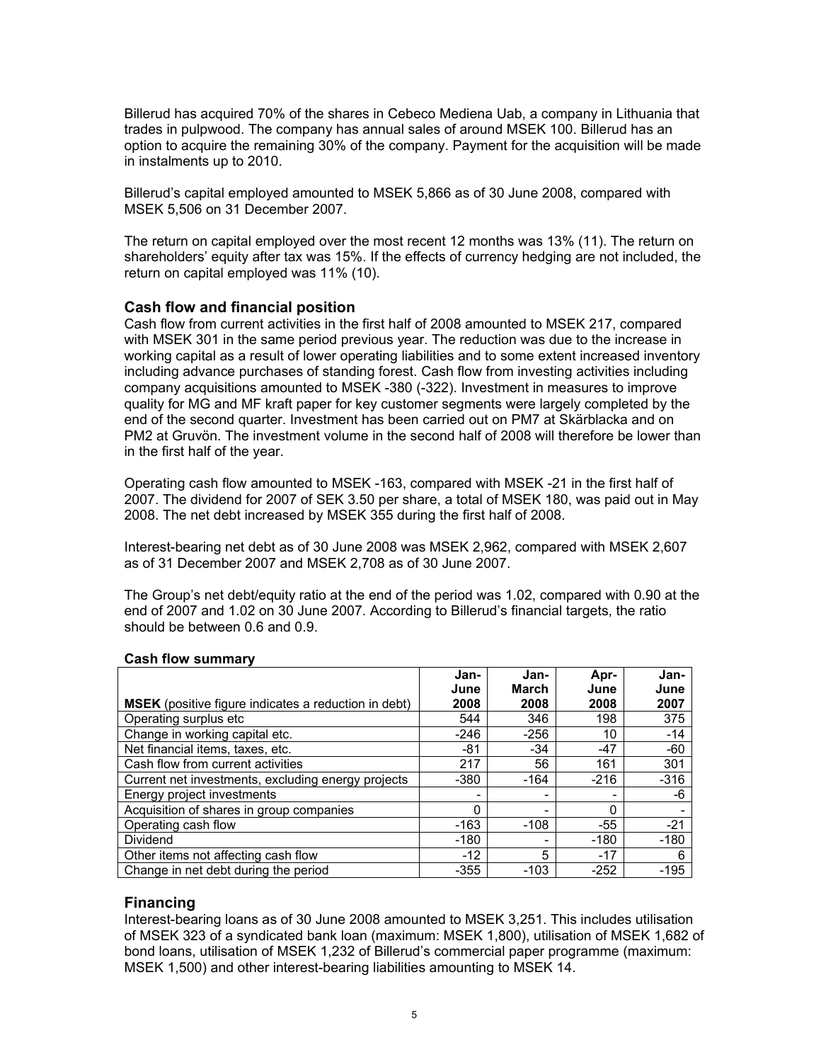Billerud has acquired 70% of the shares in Cebeco Mediena Uab, a company in Lithuania that trades in pulpwood. The company has annual sales of around MSEK 100. Billerud has an option to acquire the remaining 30% of the company. Payment for the acquisition will be made in instalments up to 2010.

Billerud's capital employed amounted to MSEK 5,866 as of 30 June 2008, compared with MSEK 5,506 on 31 December 2007.

The return on capital employed over the most recent 12 months was 13% (11). The return on shareholders' equity after tax was 15%. If the effects of currency hedging are not included, the return on capital employed was 11% (10).

## Cash flow and financial position

Cash flow from current activities in the first half of 2008 amounted to MSEK 217, compared with MSEK 301 in the same period previous year. The reduction was due to the increase in working capital as a result of lower operating liabilities and to some extent increased inventory including advance purchases of standing forest. Cash flow from investing activities including company acquisitions amounted to MSEK -380 (-322). Investment in measures to improve quality for MG and MF kraft paper for key customer segments were largely completed by the end of the second quarter. Investment has been carried out on PM7 at Skärblacka and on PM2 at Gruvön. The investment volume in the second half of 2008 will therefore be lower than in the first half of the year.

Operating cash flow amounted to MSEK -163, compared with MSEK -21 in the first half of 2007. The dividend for 2007 of SEK 3.50 per share, a total of MSEK 180, was paid out in May 2008. The net debt increased by MSEK 355 during the first half of 2008.

Interest-bearing net debt as of 30 June 2008 was MSEK 2,962, compared with MSEK 2,607 as of 31 December 2007 and MSEK 2,708 as of 30 June 2007.

The Group's net debt/equity ratio at the end of the period was 1.02, compared with 0.90 at the end of 2007 and 1.02 on 30 June 2007. According to Billerud's financial targets, the ratio should be between 0.6 and 0.9.

**Cash flow summary**

| **MSEK** (positive figure indicates a reduction in debt) | **Jan-June 2008** | **Jan-March 2008** | **Apr-June 2008** | **Jan-June 2007** |
|---|---|---|---|---|
| Operating surplus etc | 544 | 346 | 198 | 375 |
| Change in working capital etc. | -246 | -256 | 10 | -14 |
| Net financial items, taxes, etc. | -81 | -34 | -47 | -60 |
| Cash flow from current activities | 217 | 56 | 161 | 301 |
| Current net investments, excluding energy projects | -380 | -164 | -216 | -316 |
| Energy project investments | - | - | - | -6 |
| Acquisition of shares in group companies | 0 | - | 0 | - |
| Operating cash flow | -163 | -108 | -55 | -21 |
| Dividend | -180 | - | -180 | -180 |
| Other items not affecting cash flow | -12 | 5 | -17 | 6 |
| Change in net debt during the period | -355 | -103 | -252 | -195 |

## Financing

Interest-bearing loans as of 30 June 2008 amounted to MSEK 3,251. This includes utilisation of MSEK 323 of a syndicated bank loan (maximum: MSEK 1,800), utilisation of MSEK 1,682 of bond loans, utilisation of MSEK 1,232 of Billerud's commercial paper programme (maximum: MSEK 1,500) and other interest-bearing liabilities amounting to MSEK 14.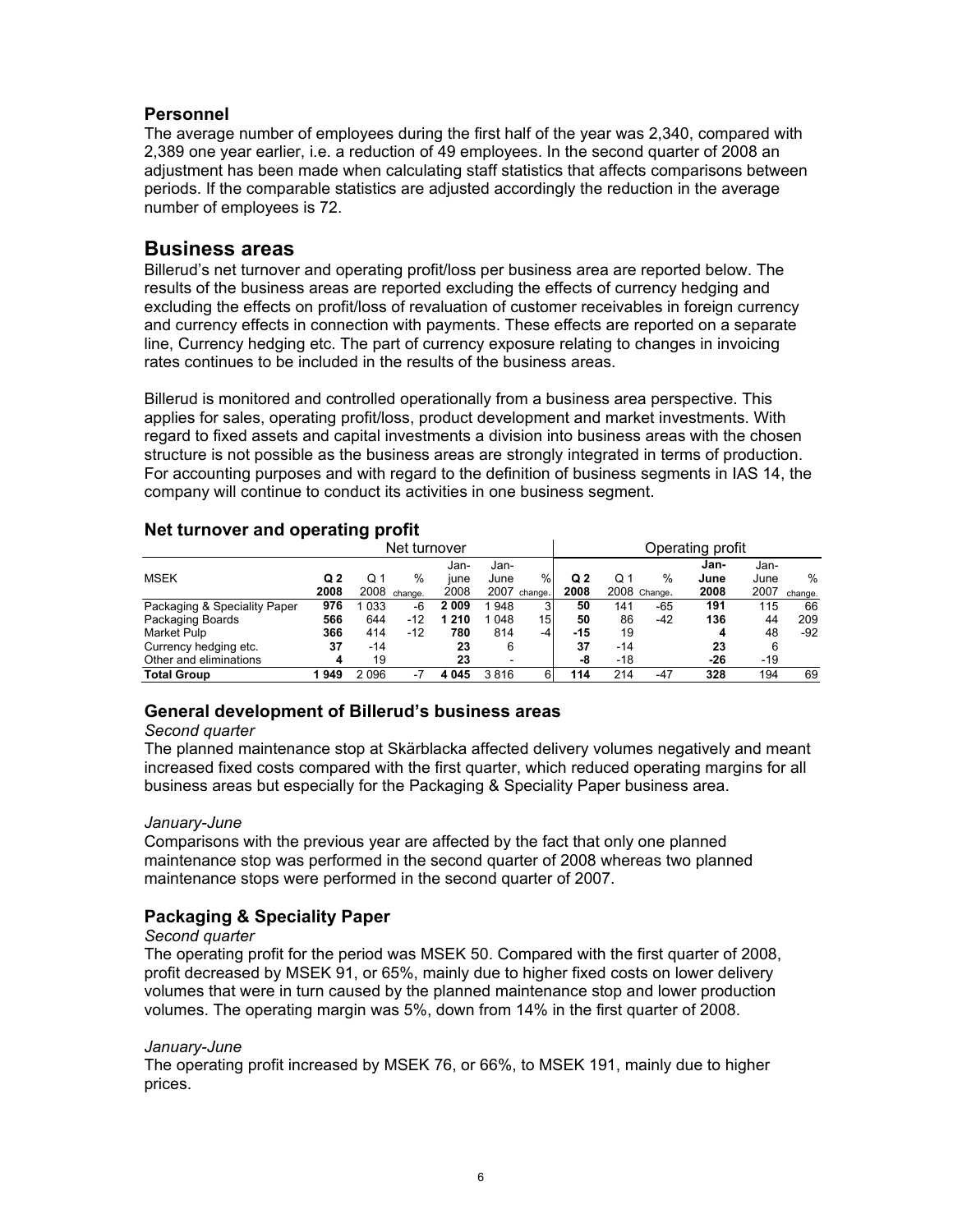## Personnel

The average number of employees during the first half of the year was 2,340, compared with 2,389 one year earlier, i.e. a reduction of 49 employees. In the second quarter of 2008 an adjustment has been made when calculating staff statistics that affects comparisons between periods. If the comparable statistics are adjusted accordingly the reduction in the average number of employees is 72.

# Business areas

Billerud's net turnover and operating profit/loss per business area are reported below. The results of the business areas are reported excluding the effects of currency hedging and excluding the effects on profit/loss of revaluation of customer receivables in foreign currency and currency effects in connection with payments. These effects are reported on a separate line, Currency hedging etc. The part of currency exposure relating to changes in invoicing rates continues to be included in the results of the business areas.

Billerud is monitored and controlled operationally from a business area perspective. This applies for sales, operating profit/loss, product development and market investments. With regard to fixed assets and capital investments a division into business areas with the chosen structure is not possible as the business areas are strongly integrated in terms of production. For accounting purposes and with regard to the definition of business segments in IAS 14, the company will continue to conduct its activities in one business segment.

## Net turnover and operating profit

| | Net turnover | | | | | | Operating profit | | | | | |
|---|---|---|---|---|---|---|---|---|---|---|---|---|
| MSEK | **Q 2 2008** | Q 1 2008 | % change. | **Jan-june 2008** | Jan-June 2007 | % change. | **Q 2 2008** | Q 1 2008 | % Change. | **Jan-June 2008** | Jan-June 2007 | % change. |
| Packaging & Speciality Paper | **976** | 1 033 | -6 | **2 009** | 1 948 | 3 | **50** | 141 | -65 | **191** | 115 | 66 |
| Packaging Boards | **566** | 644 | -12 | **1 210** | 1 048 | 15 | **50** | 86 | -42 | **136** | 44 | 209 |
| Market Pulp | **366** | 414 | -12 | **780** | 814 | -4 | **-15** | 19 | | **4** | 48 | -92 |
| Currency hedging etc. | **37** | -14 | | **23** | 6 | | **37** | -14 | | **23** | 6 | |
| Other and eliminations | **4** | 19 | | **23** | - | | **-8** | -18 | | **-26** | -19 | |
| **Total Group** | **1 949** | 2 096 | -7 | **4 045** | 3 816 | 6 | **114** | 214 | -47 | **328** | 194 | 69 |

## General development of Billerud's business areas

*Second quarter*

The planned maintenance stop at Skärblacka affected delivery volumes negatively and meant increased fixed costs compared with the first quarter, which reduced operating margins for all business areas but especially for the Packaging & Speciality Paper business area.

*January-June*

Comparisons with the previous year are affected by the fact that only one planned maintenance stop was performed in the second quarter of 2008 whereas two planned maintenance stops were performed in the second quarter of 2007.

## Packaging & Speciality Paper

*Second quarter*

The operating profit for the period was MSEK 50. Compared with the first quarter of 2008, profit decreased by MSEK 91, or 65%, mainly due to higher fixed costs on lower delivery volumes that were in turn caused by the planned maintenance stop and lower production volumes. The operating margin was 5%, down from 14% in the first quarter of 2008.

*January-June*

The operating profit increased by MSEK 76, or 66%, to MSEK 191, mainly due to higher prices.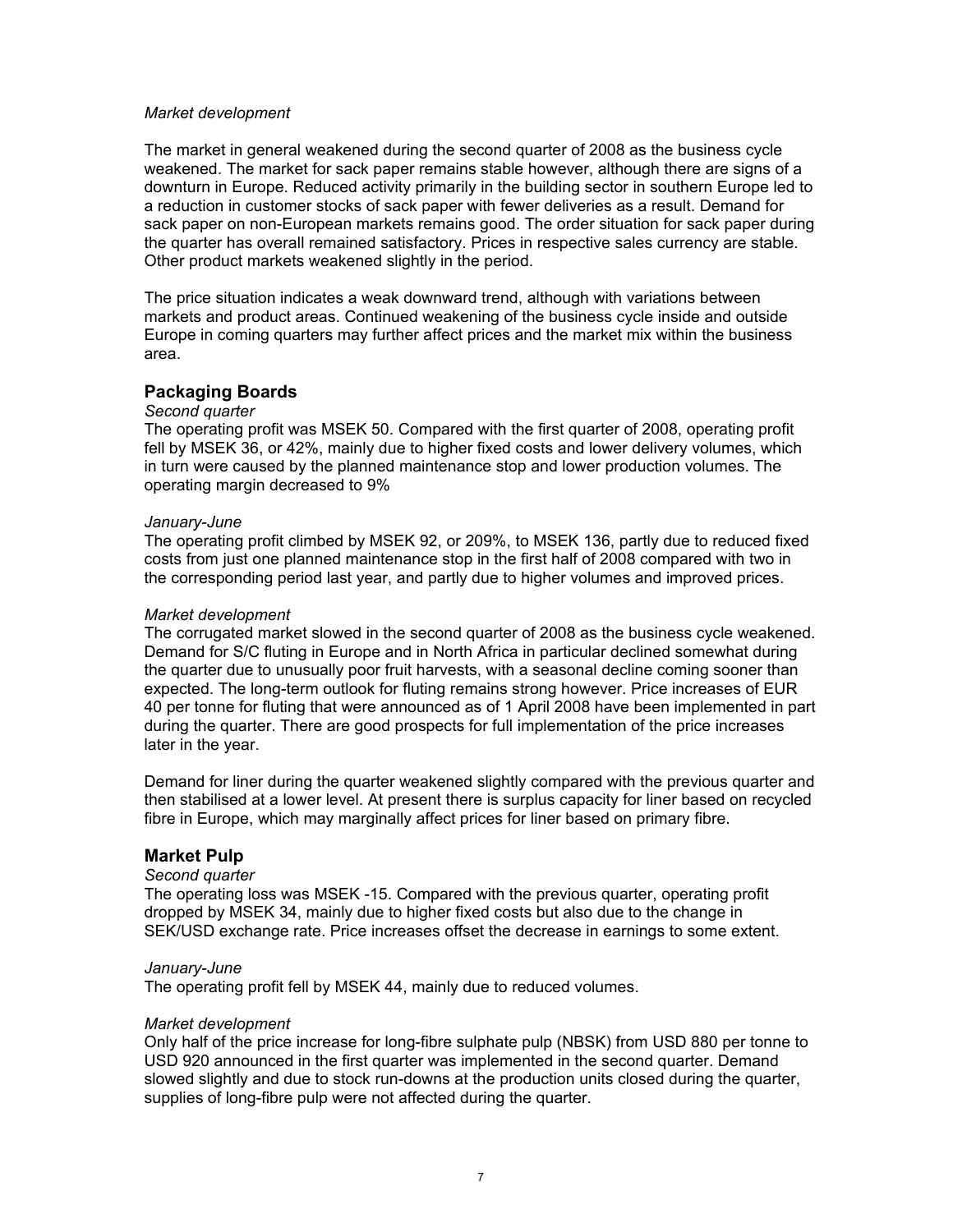*Market development*

The market in general weakened during the second quarter of 2008 as the business cycle weakened. The market for sack paper remains stable however, although there are signs of a downturn in Europe. Reduced activity primarily in the building sector in southern Europe led to a reduction in customer stocks of sack paper with fewer deliveries as a result. Demand for sack paper on non-European markets remains good. The order situation for sack paper during the quarter has overall remained satisfactory. Prices in respective sales currency are stable. Other product markets weakened slightly in the period.

The price situation indicates a weak downward trend, although with variations between markets and product areas. Continued weakening of the business cycle inside and outside Europe in coming quarters may further affect prices and the market mix within the business area.

## Packaging Boards

*Second quarter*

The operating profit was MSEK 50. Compared with the first quarter of 2008, operating profit fell by MSEK 36, or 42%, mainly due to higher fixed costs and lower delivery volumes, which in turn were caused by the planned maintenance stop and lower production volumes. The operating margin decreased to 9%

*January-June*

The operating profit climbed by MSEK 92, or 209%, to MSEK 136, partly due to reduced fixed costs from just one planned maintenance stop in the first half of 2008 compared with two in the corresponding period last year, and partly due to higher volumes and improved prices.

*Market development*

The corrugated market slowed in the second quarter of 2008 as the business cycle weakened. Demand for S/C fluting in Europe and in North Africa in particular declined somewhat during the quarter due to unusually poor fruit harvests, with a seasonal decline coming sooner than expected. The long-term outlook for fluting remains strong however. Price increases of EUR 40 per tonne for fluting that were announced as of 1 April 2008 have been implemented in part during the quarter. There are good prospects for full implementation of the price increases later in the year.

Demand for liner during the quarter weakened slightly compared with the previous quarter and then stabilised at a lower level. At present there is surplus capacity for liner based on recycled fibre in Europe, which may marginally affect prices for liner based on primary fibre.

## Market Pulp

*Second quarter*

The operating loss was MSEK -15. Compared with the previous quarter, operating profit dropped by MSEK 34, mainly due to higher fixed costs but also due to the change in SEK/USD exchange rate. Price increases offset the decrease in earnings to some extent.

*January-June*

The operating profit fell by MSEK 44, mainly due to reduced volumes.

*Market development*

Only half of the price increase for long-fibre sulphate pulp (NBSK) from USD 880 per tonne to USD 920 announced in the first quarter was implemented in the second quarter. Demand slowed slightly and due to stock run-downs at the production units closed during the quarter, supplies of long-fibre pulp were not affected during the quarter.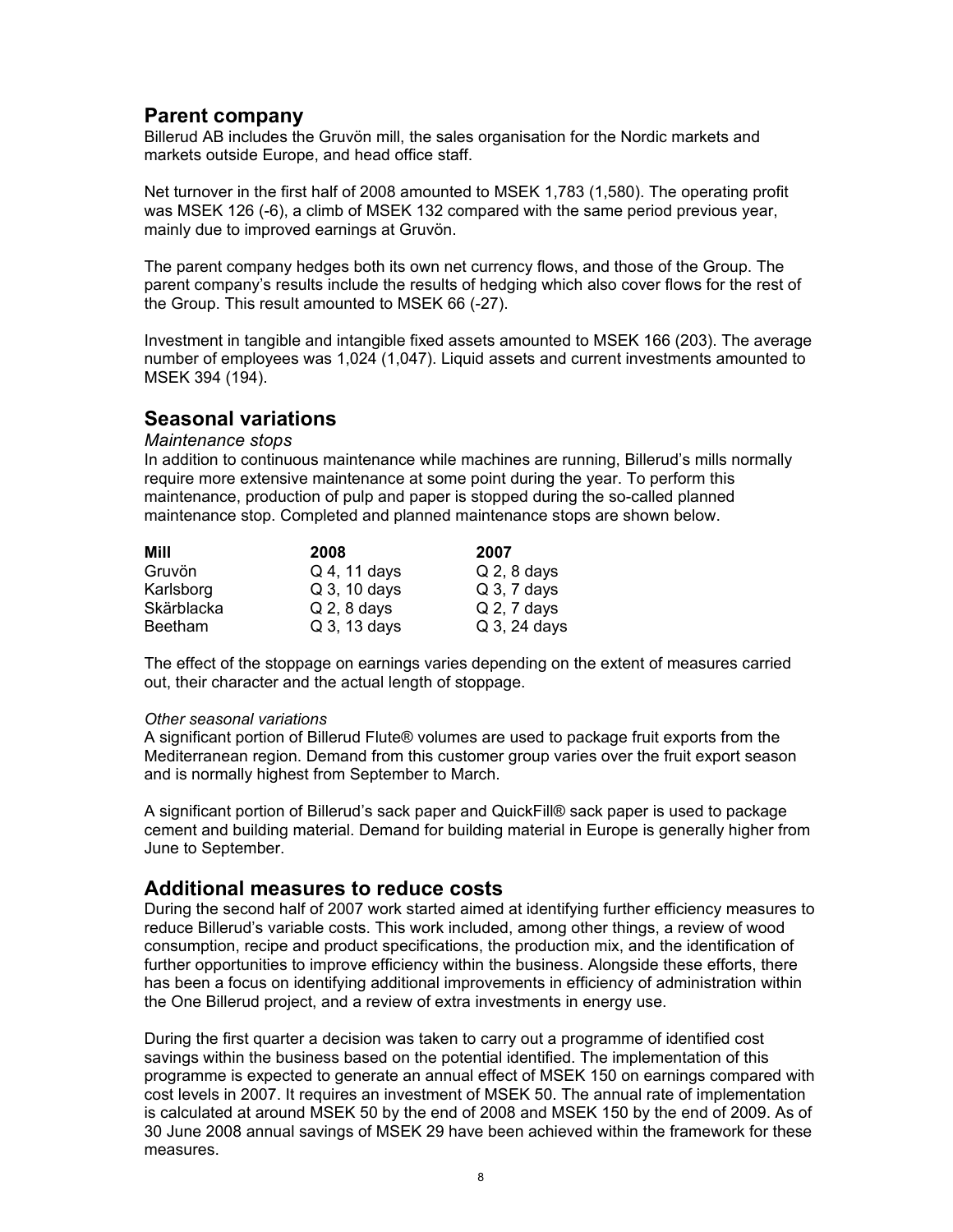## Parent company

Billerud AB includes the Gruvön mill, the sales organisation for the Nordic markets and markets outside Europe, and head office staff.

Net turnover in the first half of 2008 amounted to MSEK 1,783 (1,580). The operating profit was MSEK 126 (-6), a climb of MSEK 132 compared with the same period previous year, mainly due to improved earnings at Gruvön.

The parent company hedges both its own net currency flows, and those of the Group. The parent company's results include the results of hedging which also cover flows for the rest of the Group. This result amounted to MSEK 66 (-27).

Investment in tangible and intangible fixed assets amounted to MSEK 166 (203). The average number of employees was 1,024 (1,047). Liquid assets and current investments amounted to MSEK 394 (194).

## Seasonal variations

*Maintenance stops*

In addition to continuous maintenance while machines are running, Billerud's mills normally require more extensive maintenance at some point during the year. To perform this maintenance, production of pulp and paper is stopped during the so-called planned maintenance stop. Completed and planned maintenance stops are shown below.

| Mill | 2008 | 2007 |
|---|---|---|
| Gruvön | Q 4, 11 days | Q 2, 8 days |
| Karlsborg | Q 3, 10 days | Q 3, 7 days |
| Skärblacka | Q 2, 8 days | Q 2, 7 days |
| Beetham | Q 3, 13 days | Q 3, 24 days |

The effect of the stoppage on earnings varies depending on the extent of measures carried out, their character and the actual length of stoppage.

*Other seasonal variations*

A significant portion of Billerud Flute® volumes are used to package fruit exports from the Mediterranean region. Demand from this customer group varies over the fruit export season and is normally highest from September to March.

A significant portion of Billerud's sack paper and QuickFill® sack paper is used to package cement and building material. Demand for building material in Europe is generally higher from June to September.

## Additional measures to reduce costs

During the second half of 2007 work started aimed at identifying further efficiency measures to reduce Billerud's variable costs. This work included, among other things, a review of wood consumption, recipe and product specifications, the production mix, and the identification of further opportunities to improve efficiency within the business. Alongside these efforts, there has been a focus on identifying additional improvements in efficiency of administration within the One Billerud project, and a review of extra investments in energy use.

During the first quarter a decision was taken to carry out a programme of identified cost savings within the business based on the potential identified. The implementation of this programme is expected to generate an annual effect of MSEK 150 on earnings compared with cost levels in 2007. It requires an investment of MSEK 50. The annual rate of implementation is calculated at around MSEK 50 by the end of 2008 and MSEK 150 by the end of 2009. As of 30 June 2008 annual savings of MSEK 29 have been achieved within the framework for these measures.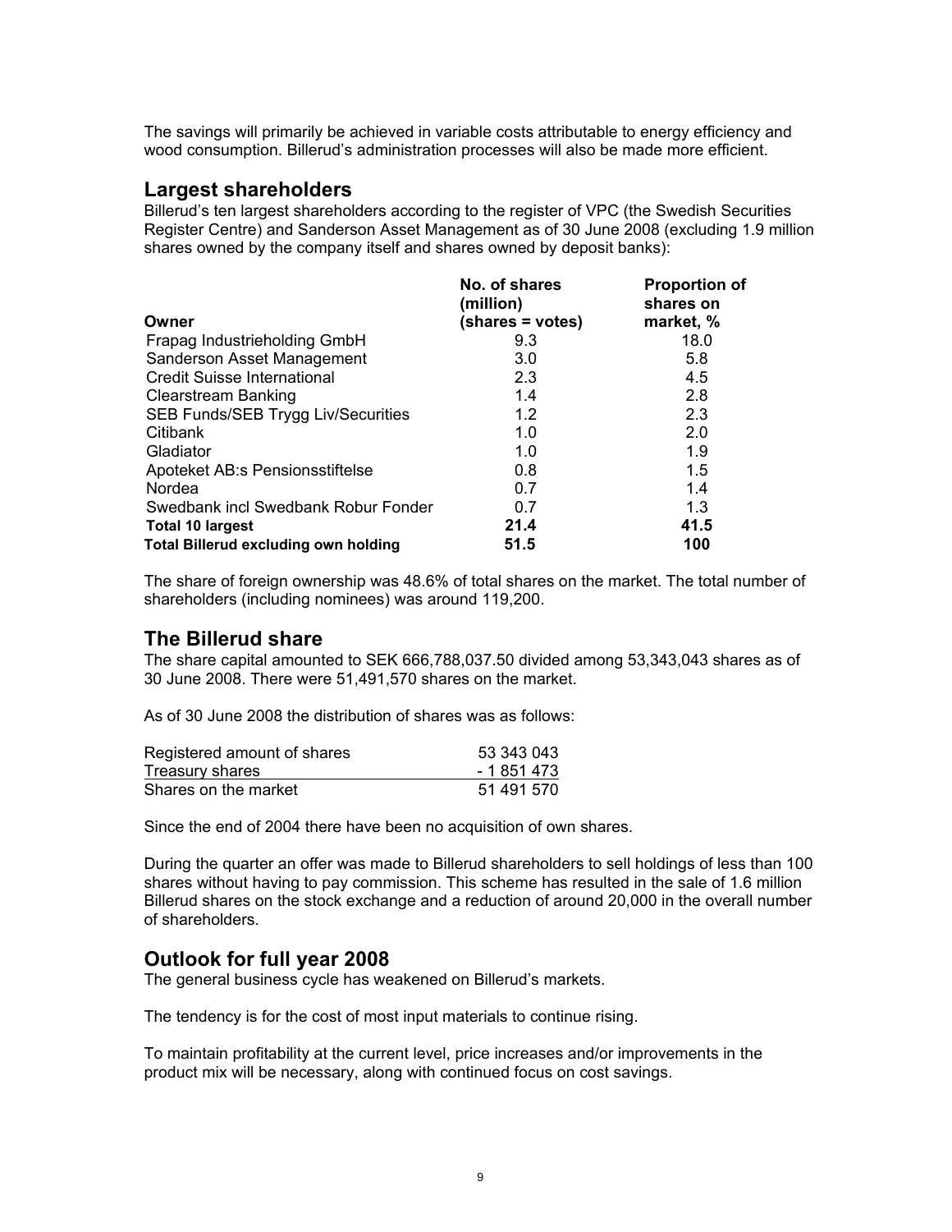The savings will primarily be achieved in variable costs attributable to energy efficiency and wood consumption. Billerud's administration processes will also be made more efficient.

## Largest shareholders

Billerud's ten largest shareholders according to the register of VPC (the Swedish Securities Register Centre) and Sanderson Asset Management as of 30 June 2008 (excluding 1.9 million shares owned by the company itself and shares owned by deposit banks):

| Owner | No. of shares (million) (shares = votes) | Proportion of shares on market, % |
|---|---|---|
| Frapag Industrieholding GmbH | 9.3 | 18.0 |
| Sanderson Asset Management | 3.0 | 5.8 |
| Credit Suisse International | 2.3 | 4.5 |
| Clearstream Banking | 1.4 | 2.8 |
| SEB Funds/SEB Trygg Liv/Securities | 1.2 | 2.3 |
| Citibank | 1.0 | 2.0 |
| Gladiator | 1.0 | 1.9 |
| Apoteket AB:s Pensionsstiftelse | 0.8 | 1.5 |
| Nordea | 0.7 | 1.4 |
| Swedbank incl Swedbank Robur Fonder | 0.7 | 1.3 |
| **Total 10 largest** | **21.4** | **41.5** |
| **Total Billerud excluding own holding** | **51.5** | **100** |

The share of foreign ownership was 48.6% of total shares on the market. The total number of shareholders (including nominees) was around 119,200.

## The Billerud share

The share capital amounted to SEK 666,788,037.50 divided among 53,343,043 shares as of 30 June 2008. There were 51,491,570 shares on the market.

As of 30 June 2008 the distribution of shares was as follows:

| | |
|---|---|
| Registered amount of shares | 53 343 043 |
| Treasury shares | - 1 851 473 |
| Shares on the market | 51 491 570 |

Since the end of 2004 there have been no acquisition of own shares.

During the quarter an offer was made to Billerud shareholders to sell holdings of less than 100 shares without having to pay commission. This scheme has resulted in the sale of 1.6 million Billerud shares on the stock exchange and a reduction of around 20,000 in the overall number of shareholders.

## Outlook for full year 2008

The general business cycle has weakened on Billerud's markets.

The tendency is for the cost of most input materials to continue rising.

To maintain profitability at the current level, price increases and/or improvements in the product mix will be necessary, along with continued focus on cost savings.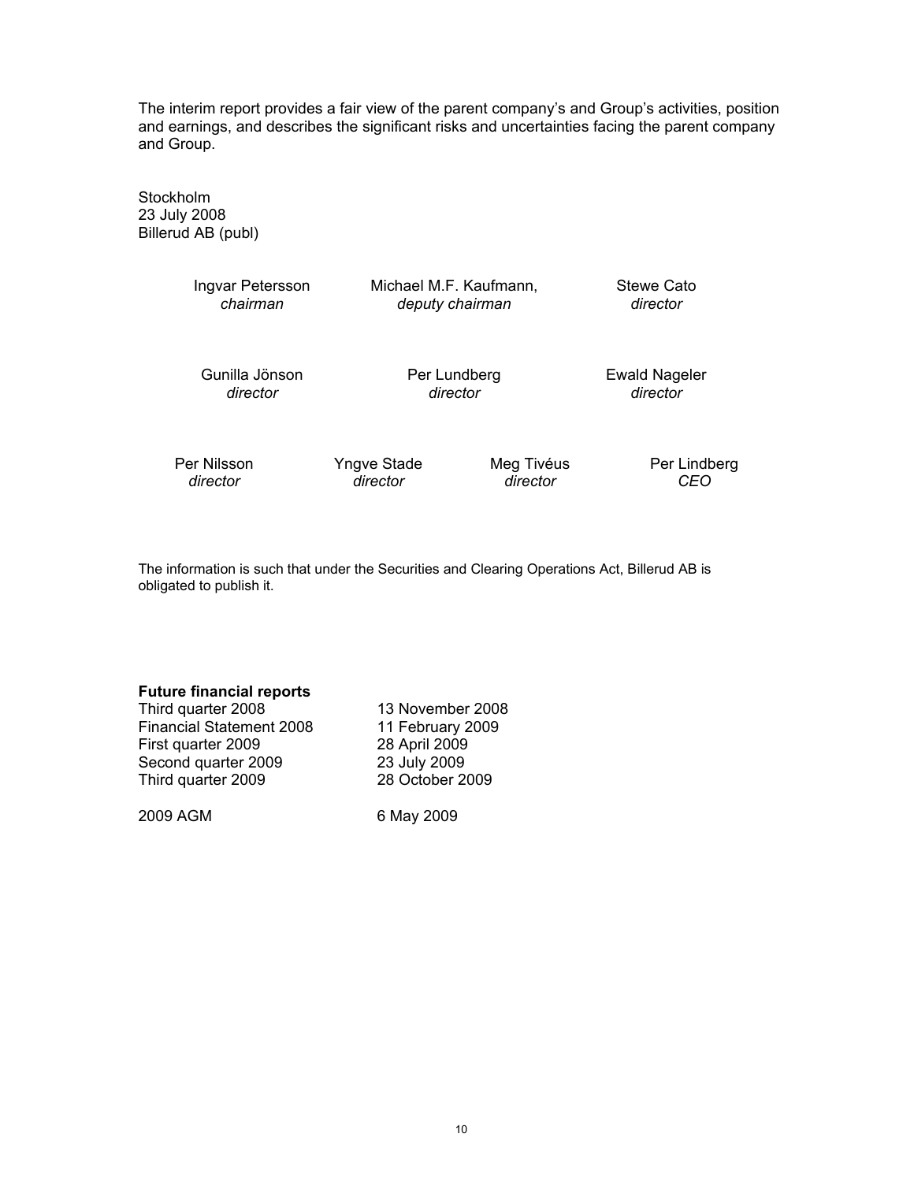The interim report provides a fair view of the parent company's and Group's activities, position and earnings, and describes the significant risks and uncertainties facing the parent company and Group.

Stockholm
23 July 2008
Billerud AB (publ)

| | | | |
|---|---|---|---|
| Ingvar Petersson<br>*chairman* | Michael M.F. Kaufmann,<br>*deputy chairman* | | Stewe Cato<br>*director* |
| Gunilla Jönson<br>*director* | Per Lundberg<br>*director* | | Ewald Nageler<br>*director* |
| Per Nilsson<br>*director* | Yngve Stade<br>*director* | Meg Tivéus<br>*director* | Per Lindberg<br>*CEO* |

The information is such that under the Securities and Clearing Operations Act, Billerud AB is obligated to publish it.

**Future financial reports**

| | |
|---|---|
| Third quarter 2008 | 13 November 2008 |
| Financial Statement 2008 | 11 February 2009 |
| First quarter 2009 | 28 April 2009 |
| Second quarter 2009 | 23 July 2009 |
| Third quarter 2009 | 28 October 2009 |
| | |
| 2009 AGM | 6 May 2009 |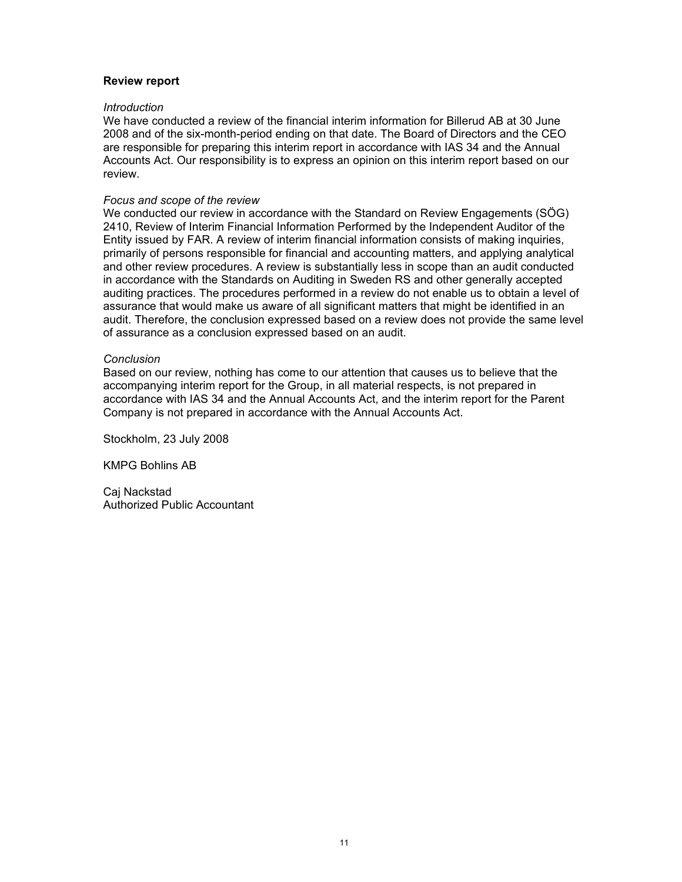**Review report**

*Introduction*

We have conducted a review of the financial interim information for Billerud AB at 30 June 2008 and of the six-month-period ending on that date. The Board of Directors and the CEO are responsible for preparing this interim report in accordance with IAS 34 and the Annual Accounts Act. Our responsibility is to express an opinion on this interim report based on our review.

*Focus and scope of the review*

We conducted our review in accordance with the Standard on Review Engagements (SÖG) 2410, Review of Interim Financial Information Performed by the Independent Auditor of the Entity issued by FAR. A review of interim financial information consists of making inquiries, primarily of persons responsible for financial and accounting matters, and applying analytical and other review procedures. A review is substantially less in scope than an audit conducted in accordance with the Standards on Auditing in Sweden RS and other generally accepted auditing practices. The procedures performed in a review do not enable us to obtain a level of assurance that would make us aware of all significant matters that might be identified in an audit. Therefore, the conclusion expressed based on a review does not provide the same level of assurance as a conclusion expressed based on an audit.

*Conclusion*

Based on our review, nothing has come to our attention that causes us to believe that the accompanying interim report for the Group, in all material respects, is not prepared in accordance with IAS 34 and the Annual Accounts Act, and the interim report for the Parent Company is not prepared in accordance with the Annual Accounts Act.

Stockholm, 23 July 2008

KMPG Bohlins AB

Caj Nackstad
Authorized Public Accountant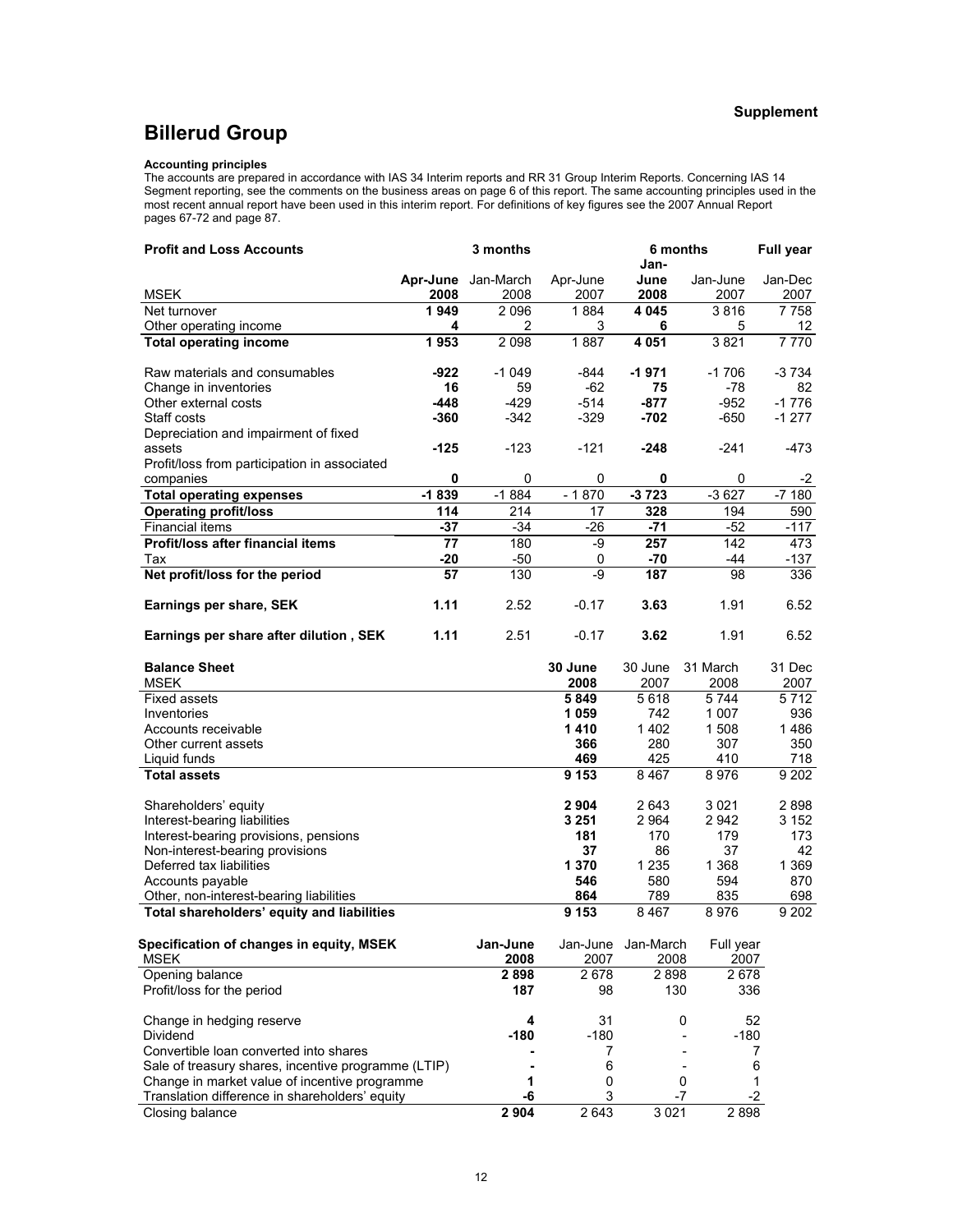**Supplement**

# Billerud Group

**Accounting principles**

The accounts are prepared in accordance with IAS 34 Interim reports and RR 31 Group Interim Reports. Concerning IAS 14 Segment reporting, see the comments on the business areas on page 6 of this report. The same accounting principles used in the most recent annual report have been used in this interim report. For definitions of key figures see the 2007 Annual Report pages 67-72 and page 87.

| **Profit and Loss Accounts** | 3 months | | | 6 months | | Full year |
|---|---|---|---|---|---|---|
| MSEK | **Apr-June 2008** | Jan-March 2008 | Apr-June 2007 | **Jan-June 2008** | Jan-June 2007 | Jan-Dec 2007 |
| Net turnover | **1 949** | 2 096 | 1 884 | **4 045** | 3 816 | 7 758 |
| Other operating income | **4** | 2 | 3 | **6** | 5 | 12 |
| **Total operating income** | **1 953** | 2 098 | 1 887 | **4 051** | 3 821 | 7 770 |
| Raw materials and consumables | **-922** | -1 049 | -844 | **-1 971** | -1 706 | -3 734 |
| Change in inventories | **16** | 59 | -62 | **75** | -78 | 82 |
| Other external costs | **-448** | -429 | -514 | **-877** | -952 | -1 776 |
| Staff costs | **-360** | -342 | -329 | **-702** | -650 | -1 277 |
| Depreciation and impairment of fixed assets | **-125** | -123 | -121 | **-248** | -241 | -473 |
| Profit/loss from participation in associated companies | **0** | 0 | 0 | **0** | 0 | -2 |
| **Total operating expenses** | **-1 839** | -1 884 | - 1 870 | **-3 723** | -3 627 | -7 180 |
| **Operating profit/loss** | **114** | 214 | 17 | **328** | 194 | 590 |
| Financial items | **-37** | -34 | -26 | **-71** | -52 | -117 |
| **Profit/loss after financial items** | **77** | 180 | -9 | **257** | 142 | 473 |
| Tax | **-20** | -50 | 0 | **-70** | -44 | -137 |
| **Net profit/loss for the period** | **57** | 130 | -9 | **187** | 98 | 336 |
| **Earnings per share, SEK** | **1.11** | 2.52 | -0.17 | **3.63** | 1.91 | 6.52 |
| **Earnings per share after dilution , SEK** | **1.11** | 2.51 | -0.17 | **3.62** | 1.91 | 6.52 |

| **Balance Sheet** | **30 June** | 30 June | 31 March | 31 Dec |
|---|---|---|---|---|
| MSEK | **2008** | 2007 | 2008 | 2007 |
| Fixed assets | **5 849** | 5 618 | 5 744 | 5 712 |
| Inventories | **1 059** | 742 | 1 007 | 936 |
| Accounts receivable | **1 410** | 1 402 | 1 508 | 1 486 |
| Other current assets | **366** | 280 | 307 | 350 |
| Liquid funds | **469** | 425 | 410 | 718 |
| **Total assets** | **9 153** | 8 467 | 8 976 | 9 202 |
| Shareholders' equity | **2 904** | 2 643 | 3 021 | 2 898 |
| Interest-bearing liabilities | **3 251** | 2 964 | 2 942 | 3 152 |
| Interest-bearing provisions, pensions | **181** | 170 | 179 | 173 |
| Non-interest-bearing provisions | **37** | 86 | 37 | 42 |
| Deferred tax liabilities | **1 370** | 1 235 | 1 368 | 1 369 |
| Accounts payable | **546** | 580 | 594 | 870 |
| Other, non-interest-bearing liabilities | **864** | 789 | 835 | 698 |
| **Total shareholders' equity and liabilities** | **9 153** | 8 467 | 8 976 | 9 202 |

| **Specification of changes in equity, MSEK** | **Jan-June** | Jan-June | Jan-March | Full year |
|---|---|---|---|---|
| MSEK | **2008** | 2007 | 2008 | 2007 |
| Opening balance | **2 898** | 2 678 | 2 898 | 2 678 |
| Profit/loss for the period | **187** | 98 | 130 | 336 |
| Change in hedging reserve | **4** | 31 | 0 | 52 |
| Dividend | **-180** | -180 | - | -180 |
| Convertible loan converted into shares | **-** | 7 | - | 7 |
| Sale of treasury shares, incentive programme (LTIP) | **-** | 6 | - | 6 |
| Change in market value of incentive programme | **1** | 0 | 0 | 1 |
| Translation difference in shareholders' equity | **-6** | 3 | -7 | -2 |
| Closing balance | **2 904** | 2 643 | 3 021 | 2 898 |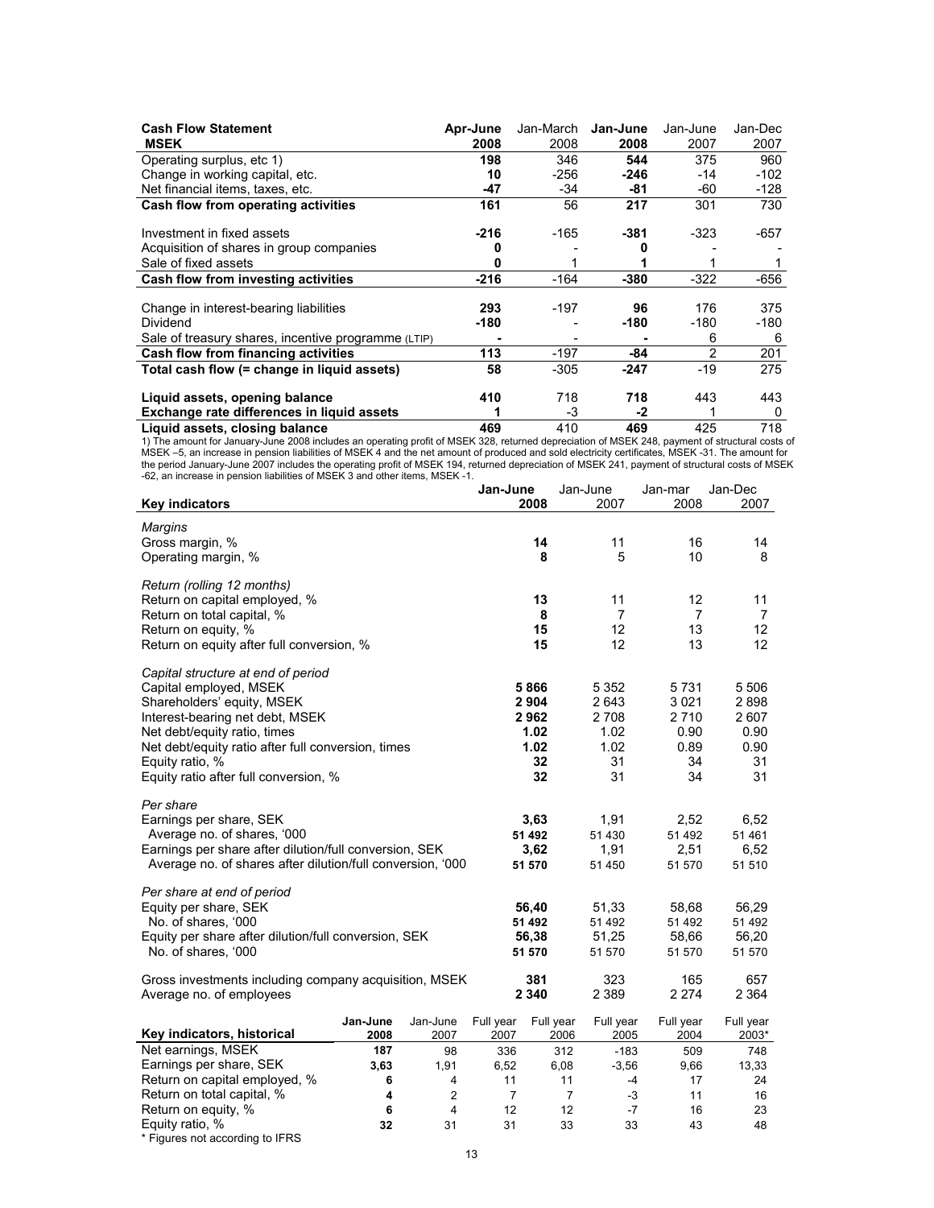| Cash Flow Statement MSEK | Apr-June 2008 | Jan-March 2008 | Jan-June 2008 | Jan-June 2007 | Jan-Dec 2007 |
|---|---|---|---|---|---|
| Operating surplus, etc 1) | **198** | 346 | **544** | 375 | 960 |
| Change in working capital, etc. | **10** | -256 | **-246** | -14 | -102 |
| Net financial items, taxes, etc. | **-47** | -34 | **-81** | -60 | -128 |
| **Cash flow from operating activities** | **161** | 56 | **217** | 301 | 730 |
| | | | | | |
| Investment in fixed assets | **-216** | -165 | **-381** | -323 | -657 |
| Acquisition of shares in group companies | **0** | - | **0** | - | - |
| Sale of fixed assets | **0** | 1 | **1** | 1 | 1 |
| **Cash flow from investing activities** | **-216** | -164 | **-380** | -322 | -656 |
| | | | | | |
| Change in interest-bearing liabilities | **293** | -197 | **96** | 176 | 375 |
| Dividend | **-180** | - | **-180** | -180 | -180 |
| Sale of treasury shares, incentive programme (LTIP) | **-** | - | **-** | 6 | 6 |
| **Cash flow from financing activities** | **113** | -197 | **-84** | 2 | 201 |
| **Total cash flow (= change in liquid assets)** | **58** | -305 | **-247** | -19 | 275 |
| | | | | | |
| **Liquid assets, opening balance** | **410** | 718 | **718** | 443 | 443 |
| **Exchange rate differences in liquid assets** | **1** | -3 | **-2** | 1 | 0 |
| **Liquid assets, closing balance** | **469** | 410 | **469** | 425 | 718 |

1) The amount for January-June 2008 includes an operating profit of MSEK 328, returned depreciation of MSEK 248, payment of structural costs of MSEK –5, an increase in pension liabilities of MSEK 4 and the net amount of produced and sold electricity certificates, MSEK -31. The amount for the period January-June 2007 includes the operating profit of MSEK 194, returned depreciation of MSEK 241, payment of structural costs of MSEK -62, an increase in pension liabilities of MSEK 3 and other items, MSEK -1.

| Key indicators | Jan-June 2008 | Jan-June 2007 | Jan-mar 2008 | Jan-Dec 2007 |
|---|---|---|---|---|
| *Margins* | | | | |
| Gross margin, % | **14** | 11 | 16 | 14 |
| Operating margin, % | **8** | 5 | 10 | 8 |
| *Return (rolling 12 months)* | | | | |
| Return on capital employed, % | **13** | 11 | 12 | 11 |
| Return on total capital, % | **8** | 7 | 7 | 7 |
| Return on equity, % | **15** | 12 | 13 | 12 |
| Return on equity after full conversion, % | **15** | 12 | 13 | 12 |
| *Capital structure at end of period* | | | | |
| Capital employed, MSEK | **5 866** | 5 352 | 5 731 | 5 506 |
| Shareholders' equity, MSEK | **2 904** | 2 643 | 3 021 | 2 898 |
| Interest-bearing net debt, MSEK | **2 962** | 2 708 | 2 710 | 2 607 |
| Net debt/equity ratio, times | **1.02** | 1.02 | 0.90 | 0.90 |
| Net debt/equity ratio after full conversion, times | **1.02** | 1.02 | 0.89 | 0.90 |
| Equity ratio, % | **32** | 31 | 34 | 31 |
| Equity ratio after full conversion, % | **32** | 31 | 34 | 31 |
| *Per share* | | | | |
| Earnings per share, SEK | **3,63** | 1,91 | 2,52 | 6,52 |
| Average no. of shares, '000 | **51 492** | 51 430 | 51 492 | 51 461 |
| Earnings per share after dilution/full conversion, SEK | **3,62** | 1,91 | 2,51 | 6,52 |
| Average no. of shares after dilution/full conversion, '000 | **51 570** | 51 450 | 51 570 | 51 510 |
| *Per share at end of period* | | | | |
| Equity per share, SEK | **56,40** | 51,33 | 58,68 | 56,29 |
| No. of shares, '000 | **51 492** | 51 492 | 51 492 | 51 492 |
| Equity per share after dilution/full conversion, SEK | **56,38** | 51,25 | 58,66 | 56,20 |
| No. of shares, '000 | **51 570** | 51 570 | 51 570 | 51 570 |
| Gross investments including company acquisition, MSEK | **381** | 323 | 165 | 657 |
| Average no. of employees | **2 340** | 2 389 | 2 274 | 2 364 |

| Key indicators, historical | Jan-June 2008 | Jan-June 2007 | Full year 2007 | Full year 2006 | Full year 2005 | Full year 2004 | Full year 2003* |
|---|---|---|---|---|---|---|---|
| Net earnings, MSEK | **187** | 98 | 336 | 312 | -183 | 509 | 748 |
| Earnings per share, SEK | **3,63** | 1,91 | 6,52 | 6,08 | -3,56 | 9,66 | 13,33 |
| Return on capital employed, % | **6** | 4 | 11 | 11 | -4 | 17 | 24 |
| Return on total capital, % | **4** | 2 | 7 | 7 | -3 | 11 | 16 |
| Return on equity, % | **6** | 4 | 12 | 12 | -7 | 16 | 23 |
| Equity ratio, % | **32** | 31 | 31 | 33 | 33 | 43 | 48 |

* Figures not according to IFRS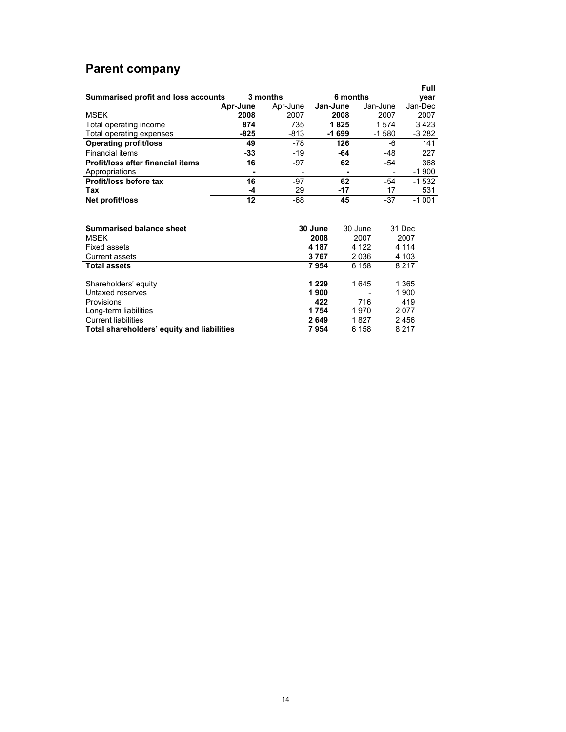# Parent company

| Summarised profit and loss accounts | 3 months | | 6 months | | Full year |
|---|---|---|---|---|---|
| MSEK | **Apr-June 2008** | Apr-June 2007 | **Jan-June 2008** | Jan-June 2007 | Jan-Dec 2007 |
| Total operating income | **874** | 735 | **1 825** | 1 574 | 3 423 |
| Total operating expenses | **-825** | -813 | **-1 699** | -1 580 | -3 282 |
| **Operating profit/loss** | **49** | -78 | **126** | -6 | 141 |
| Financial items | **-33** | -19 | **-64** | -48 | 227 |
| **Profit/loss after financial items** | **16** | -97 | **62** | -54 | 368 |
| Appropriations | **-** | - | **-** | - | -1 900 |
| **Profit/loss before tax** | **16** | -97 | **62** | -54 | -1 532 |
| **Tax** | **-4** | 29 | **-17** | 17 | 531 |
| **Net profit/loss** | **12** | -68 | **45** | -37 | -1 001 |

| Summarised balance sheet | 30 June | 30 June | 31 Dec |
|---|---|---|---|
| MSEK | **2008** | 2007 | 2007 |
| Fixed assets | **4 187** | 4 122 | 4 114 |
| Current assets | **3 767** | 2 036 | 4 103 |
| **Total assets** | **7 954** | 6 158 | 8 217 |
| | | | |
| Shareholders' equity | **1 229** | 1 645 | 1 365 |
| Untaxed reserves | **1 900** | - | 1 900 |
| Provisions | **422** | 716 | 419 |
| Long-term liabilities | **1 754** | 1 970 | 2 077 |
| Current liabilities | **2 649** | 1 827 | 2 456 |
| **Total shareholders' equity and liabilities** | **7 954** | 6 158 | 8 217 |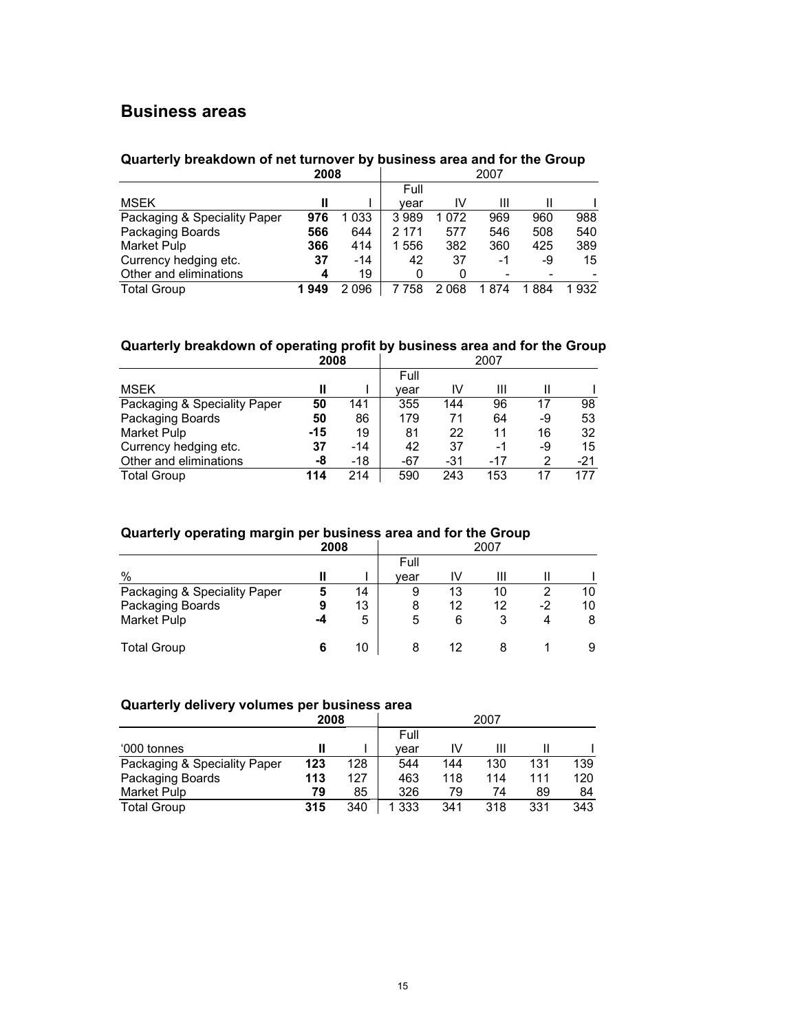## Business areas

### Quarterly breakdown of net turnover by business area and for the Group

| | 2008 | | 2007 | | | | |
|---|---|---|---|---|---|---|---|
| MSEK | **II** | I | Full year | IV | III | II | I |
| Packaging & Speciality Paper | **976** | 1 033 | 3 989 | 1 072 | 969 | 960 | 988 |
| Packaging Boards | **566** | 644 | 2 171 | 577 | 546 | 508 | 540 |
| Market Pulp | **366** | 414 | 1 556 | 382 | 360 | 425 | 389 |
| Currency hedging etc. | **37** | -14 | 42 | 37 | -1 | -9 | 15 |
| Other and eliminations | **4** | 19 | 0 | 0 | - | - | - |
| Total Group | **1 949** | 2 096 | 7 758 | 2 068 | 1 874 | 1 884 | 1 932 |

### Quarterly breakdown of operating profit by business area and for the Group

| | 2008 | | 2007 | | | | |
|---|---|---|---|---|---|---|---|
| MSEK | **II** | I | Full year | IV | III | II | I |
| Packaging & Speciality Paper | **50** | 141 | 355 | 144 | 96 | 17 | 98 |
| Packaging Boards | **50** | 86 | 179 | 71 | 64 | -9 | 53 |
| Market Pulp | **-15** | 19 | 81 | 22 | 11 | 16 | 32 |
| Currency hedging etc. | **37** | -14 | 42 | 37 | -1 | -9 | 15 |
| Other and eliminations | **-8** | -18 | -67 | -31 | -17 | 2 | -21 |
| Total Group | **114** | 214 | 590 | 243 | 153 | 17 | 177 |

### Quarterly operating margin per business area and for the Group

| | 2008 | | 2007 | | | | |
|---|---|---|---|---|---|---|---|
| % | **II** | I | Full year | IV | III | II | I |
| Packaging & Speciality Paper | **5** | 14 | 9 | 13 | 10 | 2 | 10 |
| Packaging Boards | **9** | 13 | 8 | 12 | 12 | -2 | 10 |
| Market Pulp | **-4** | 5 | 5 | 6 | 3 | 4 | 8 |
| Total Group | **6** | 10 | 8 | 12 | 8 | 1 | 9 |

### Quarterly delivery volumes per business area

| | 2008 | | 2007 | | | | |
|---|---|---|---|---|---|---|---|
| '000 tonnes | **II** | I | Full year | IV | III | II | I |
| Packaging & Speciality Paper | **123** | 128 | 544 | 144 | 130 | 131 | 139 |
| Packaging Boards | **113** | 127 | 463 | 118 | 114 | 111 | 120 |
| Market Pulp | **79** | 85 | 326 | 79 | 74 | 89 | 84 |
| Total Group | **315** | 340 | 1 333 | 341 | 318 | 331 | 343 |